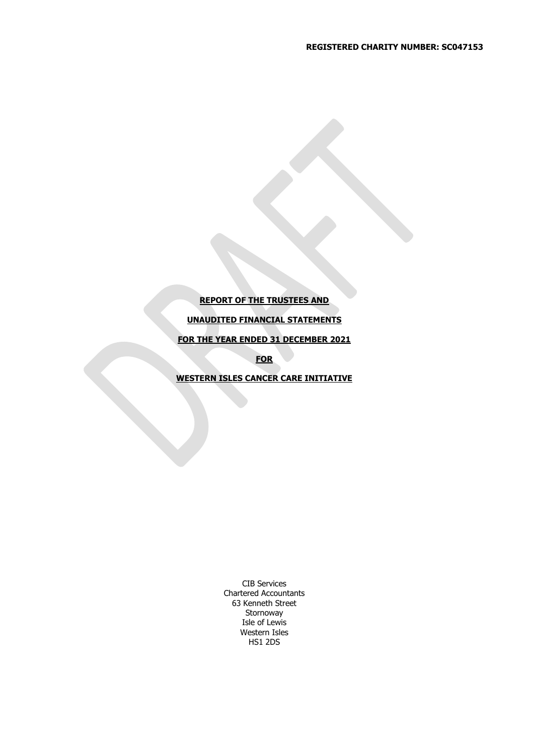**REGISTERED CHARITY NUMBER: SC047153**

**REPORT OF THE TRUSTEES AND**

**UNAUDITED FINANCIAL STATEMENTS**

**FOR THE YEAR ENDED 31 DECEMBER 2021**

**FOR**

**WESTERN ISLES CANCER CARE INITIATIVE**

CIB Services
Chartered Accountants
63 Kenneth Street
Stornoway
Isle of Lewis
Western Isles
HS1 2DS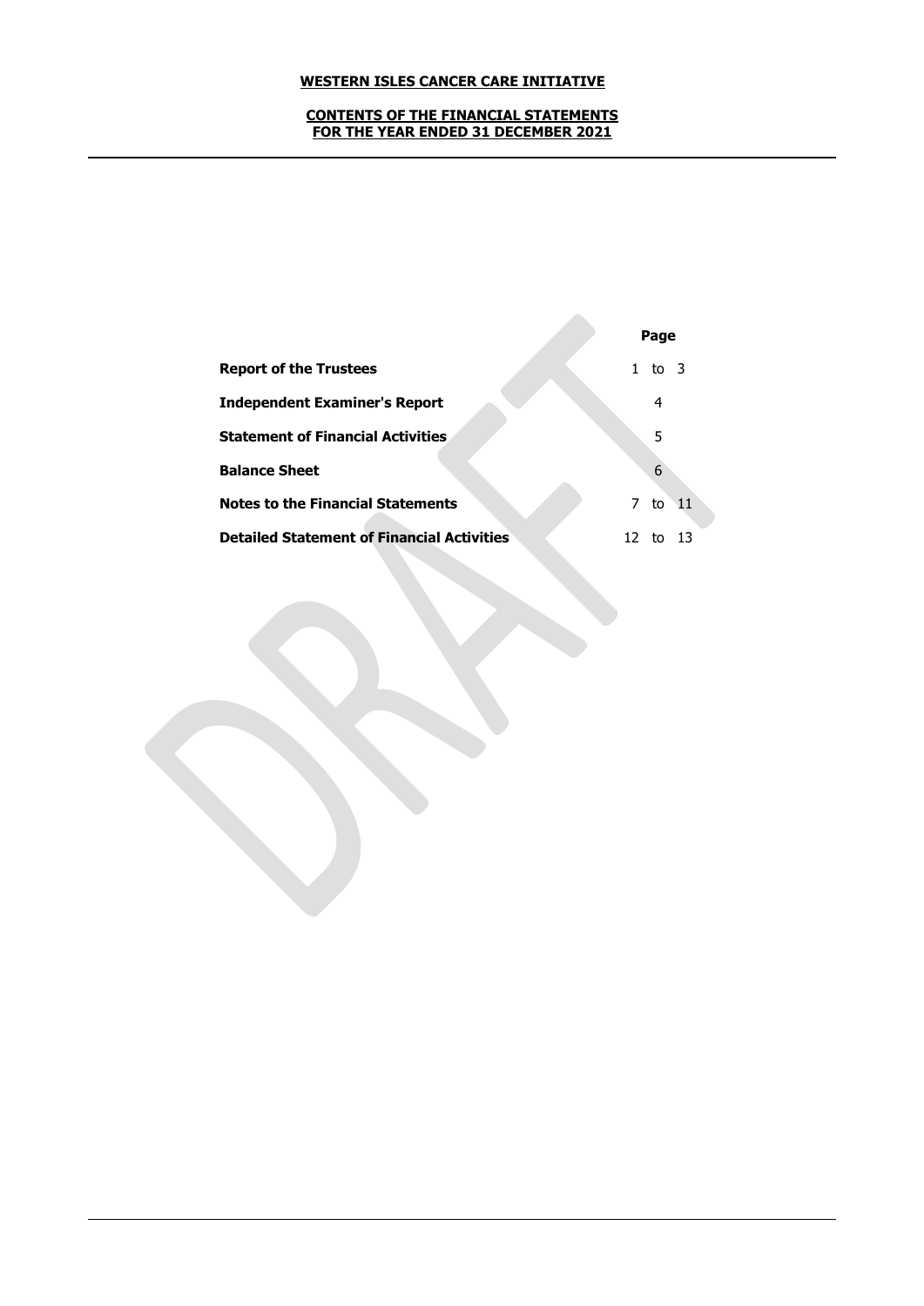**WESTERN ISLES CANCER CARE INITIATIVE**

**CONTENTS OF THE FINANCIAL STATEMENTS**
**FOR THE YEAR ENDED 31 DECEMBER 2021**

| | Page |
|---|---|
| **Report of the Trustees** | 1 to 3 |
| **Independent Examiner's Report** | 4 |
| **Statement of Financial Activities** | 5 |
| **Balance Sheet** | 6 |
| **Notes to the Financial Statements** | 7 to 11 |
| **Detailed Statement of Financial Activities** | 12 to 13 |

DRAFT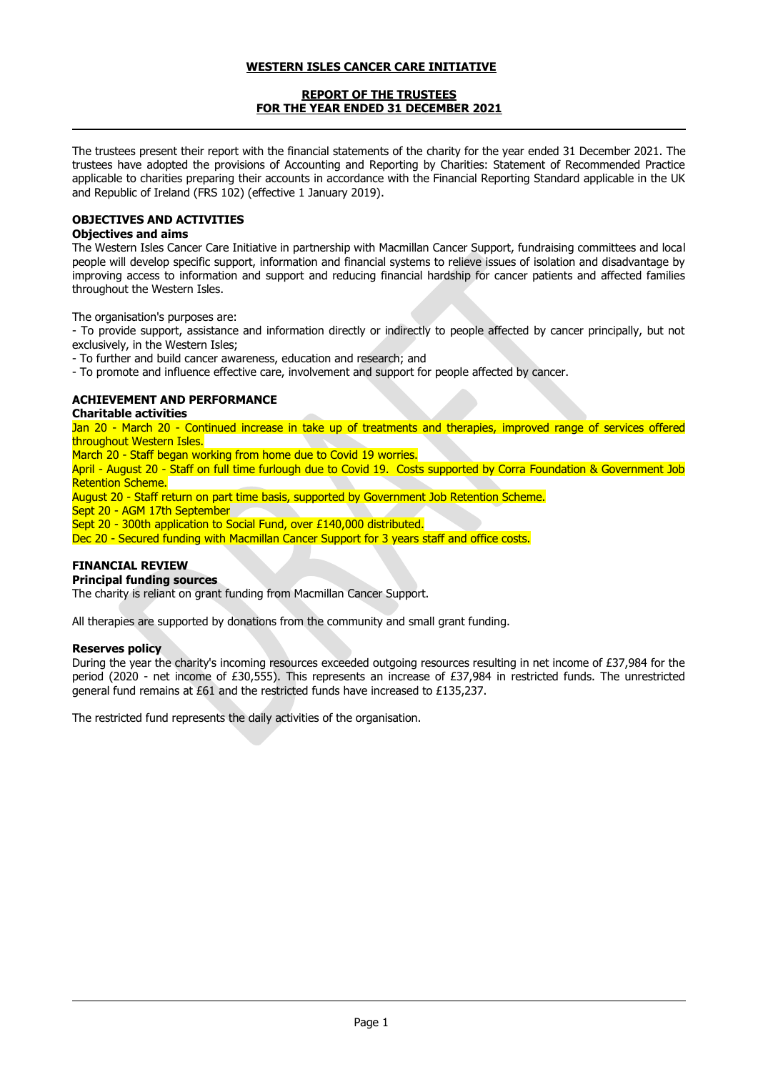**WESTERN ISLES CANCER CARE INITIATIVE**

**REPORT OF THE TRUSTEES**
**FOR THE YEAR ENDED 31 DECEMBER 2021**

The trustees present their report with the financial statements of the charity for the year ended 31 December 2021. The trustees have adopted the provisions of Accounting and Reporting by Charities: Statement of Recommended Practice applicable to charities preparing their accounts in accordance with the Financial Reporting Standard applicable in the UK and Republic of Ireland (FRS 102) (effective 1 January 2019).

## OBJECTIVES AND ACTIVITIES

### Objectives and aims

The Western Isles Cancer Care Initiative in partnership with Macmillan Cancer Support, fundraising committees and local people will develop specific support, information and financial systems to relieve issues of isolation and disadvantage by improving access to information and support and reducing financial hardship for cancer patients and affected families throughout the Western Isles.

The organisation's purposes are:

- To provide support, assistance and information directly or indirectly to people affected by cancer principally, but not exclusively, in the Western Isles;
- To further and build cancer awareness, education and research; and
- To promote and influence effective care, involvement and support for people affected by cancer.

## ACHIEVEMENT AND PERFORMANCE

### Charitable activities

Jan 20 - March 20 - Continued increase in take up of treatments and therapies, improved range of services offered throughout Western Isles.

March 20 - Staff began working from home due to Covid 19 worries.

April - August 20 - Staff on full time furlough due to Covid 19. Costs supported by Corra Foundation & Government Job Retention Scheme.

August 20 - Staff return on part time basis, supported by Government Job Retention Scheme.

Sept 20 - AGM 17th September

Sept 20 - 300th application to Social Fund, over £140,000 distributed.

Dec 20 - Secured funding with Macmillan Cancer Support for 3 years staff and office costs.

## FINANCIAL REVIEW

### Principal funding sources

The charity is reliant on grant funding from Macmillan Cancer Support.

All therapies are supported by donations from the community and small grant funding.

### Reserves policy

During the year the charity's incoming resources exceeded outgoing resources resulting in net income of £37,984 for the period (2020 - net income of £30,555). This represents an increase of £37,984 in restricted funds. The unrestricted general fund remains at £61 and the restricted funds have increased to £135,237.

The restricted fund represents the daily activities of the organisation.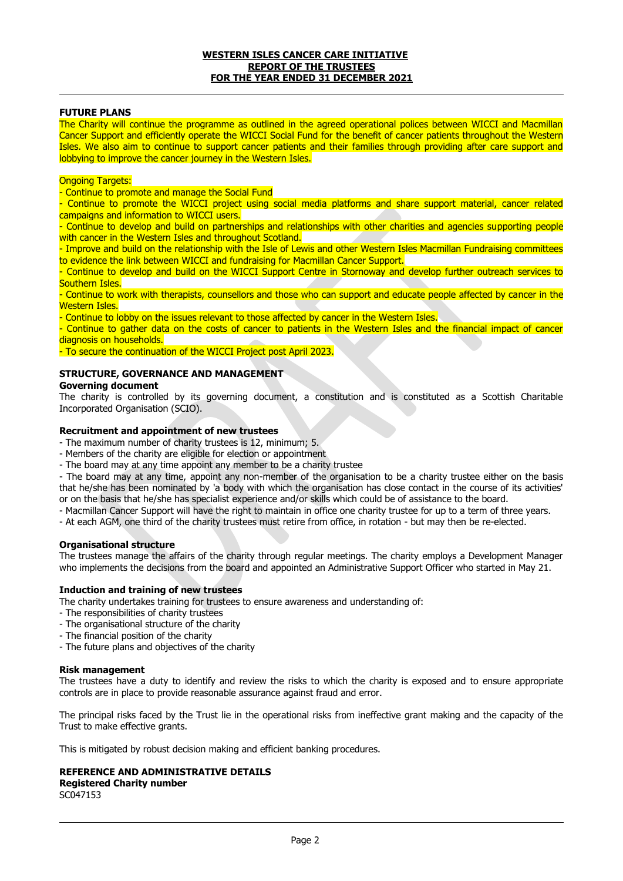## FUTURE PLANS

The Charity will continue the programme as outlined in the agreed operational polices between WICCI and Macmillan Cancer Support and efficiently operate the WICCI Social Fund for the benefit of cancer patients throughout the Western Isles. We also aim to continue to support cancer patients and their families through providing after care support and lobbying to improve the cancer journey in the Western Isles.

Ongoing Targets:

- Continue to promote and manage the Social Fund
- Continue to promote the WICCI project using social media platforms and share support material, cancer related campaigns and information to WICCI users.
- Continue to develop and build on partnerships and relationships with other charities and agencies supporting people with cancer in the Western Isles and throughout Scotland.
- Improve and build on the relationship with the Isle of Lewis and other Western Isles Macmillan Fundraising committees to evidence the link between WICCI and fundraising for Macmillan Cancer Support.
- Continue to develop and build on the WICCI Support Centre in Stornoway and develop further outreach services to Southern Isles.
- Continue to work with therapists, counsellors and those who can support and educate people affected by cancer in the Western Isles.
- Continue to lobby on the issues relevant to those affected by cancer in the Western Isles.
- Continue to gather data on the costs of cancer to patients in the Western Isles and the financial impact of cancer diagnosis on households.
- To secure the continuation of the WICCI Project post April 2023.

## STRUCTURE, GOVERNANCE AND MANAGEMENT

### Governing document

The charity is controlled by its governing document, a constitution and is constituted as a Scottish Charitable Incorporated Organisation (SCIO).

### Recruitment and appointment of new trustees

- The maximum number of charity trustees is 12, minimum; 5.
- Members of the charity are eligible for election or appointment
- The board may at any time appoint any member to be a charity trustee
- The board may at any time, appoint any non-member of the organisation to be a charity trustee either on the basis that he/she has been nominated by 'a body with which the organisation has close contact in the course of its activities' or on the basis that he/she has specialist experience and/or skills which could be of assistance to the board.
- Macmillan Cancer Support will have the right to maintain in office one charity trustee for up to a term of three years.
- At each AGM, one third of the charity trustees must retire from office, in rotation - but may then be re-elected.

### Organisational structure

The trustees manage the affairs of the charity through regular meetings. The charity employs a Development Manager who implements the decisions from the board and appointed an Administrative Support Officer who started in May 21.

### Induction and training of new trustees

The charity undertakes training for trustees to ensure awareness and understanding of:

- The responsibilities of charity trustees
- The organisational structure of the charity
- The financial position of the charity
- The future plans and objectives of the charity

### Risk management

The trustees have a duty to identify and review the risks to which the charity is exposed and to ensure appropriate controls are in place to provide reasonable assurance against fraud and error.

The principal risks faced by the Trust lie in the operational risks from ineffective grant making and the capacity of the Trust to make effective grants.

This is mitigated by robust decision making and efficient banking procedures.

## REFERENCE AND ADMINISTRATIVE DETAILS

### Registered Charity number

SC047153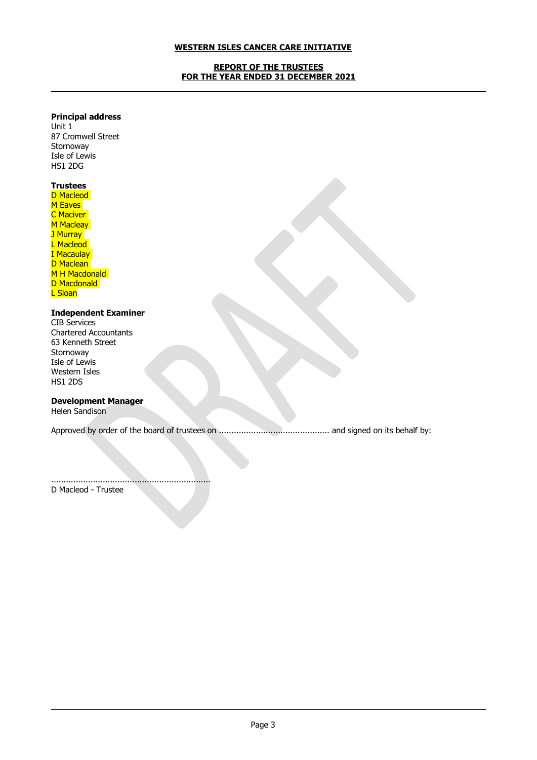**WESTERN ISLES CANCER CARE INITIATIVE**

**REPORT OF THE TRUSTEES**
**FOR THE YEAR ENDED 31 DECEMBER 2021**

**Principal address**
Unit 1
87 Cromwell Street
Stornoway
Isle of Lewis
HS1 2DG

**Trustees**
D Macleod
M Eaves
C Maciver
M Macleay
J Murray
L Macleod
I Macaulay
D Maclean
M H Macdonald
D Macdonald
L Sloan

**Independent Examiner**
CIB Services
Chartered Accountants
63 Kenneth Street
Stornoway
Isle of Lewis
Western Isles
HS1 2DS

**Development Manager**
Helen Sandison

Approved by order of the board of trustees on ............................................. and signed on its behalf by:

................................................................
D Macleod - Trustee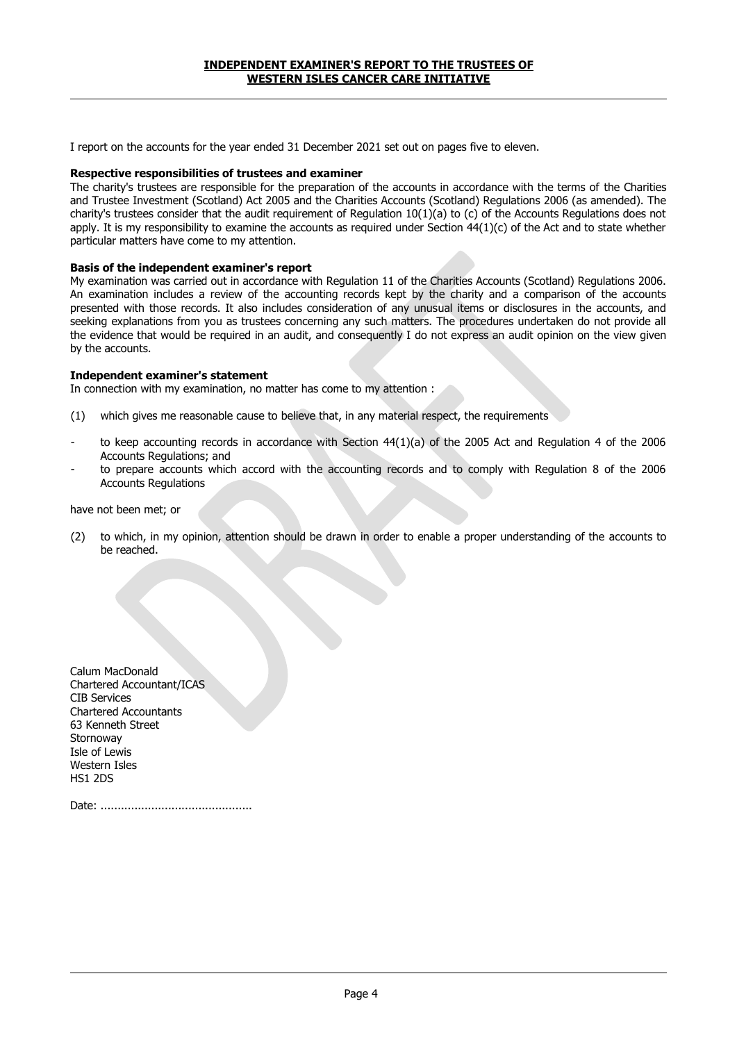# INDEPENDENT EXAMINER'S REPORT TO THE TRUSTEES OF WESTERN ISLES CANCER CARE INITIATIVE

I report on the accounts for the year ended 31 December 2021 set out on pages five to eleven.

**Respective responsibilities of trustees and examiner**

The charity's trustees are responsible for the preparation of the accounts in accordance with the terms of the Charities and Trustee Investment (Scotland) Act 2005 and the Charities Accounts (Scotland) Regulations 2006 (as amended). The charity's trustees consider that the audit requirement of Regulation 10(1)(a) to (c) of the Accounts Regulations does not apply. It is my responsibility to examine the accounts as required under Section 44(1)(c) of the Act and to state whether particular matters have come to my attention.

**Basis of the independent examiner's report**

My examination was carried out in accordance with Regulation 11 of the Charities Accounts (Scotland) Regulations 2006. An examination includes a review of the accounting records kept by the charity and a comparison of the accounts presented with those records. It also includes consideration of any unusual items or disclosures in the accounts, and seeking explanations from you as trustees concerning any such matters. The procedures undertaken do not provide all the evidence that would be required in an audit, and consequently I do not express an audit opinion on the view given by the accounts.

**Independent examiner's statement**

In connection with my examination, no matter has come to my attention :

(1) which gives me reasonable cause to believe that, in any material respect, the requirements

- to keep accounting records in accordance with Section 44(1)(a) of the 2005 Act and Regulation 4 of the 2006 Accounts Regulations; and
- to prepare accounts which accord with the accounting records and to comply with Regulation 8 of the 2006 Accounts Regulations

have not been met; or

(2) to which, in my opinion, attention should be drawn in order to enable a proper understanding of the accounts to be reached.

Calum MacDonald
Chartered Accountant/ICAS
CIB Services
Chartered Accountants
63 Kenneth Street
Stornoway
Isle of Lewis
Western Isles
HS1 2DS

Date: .............................................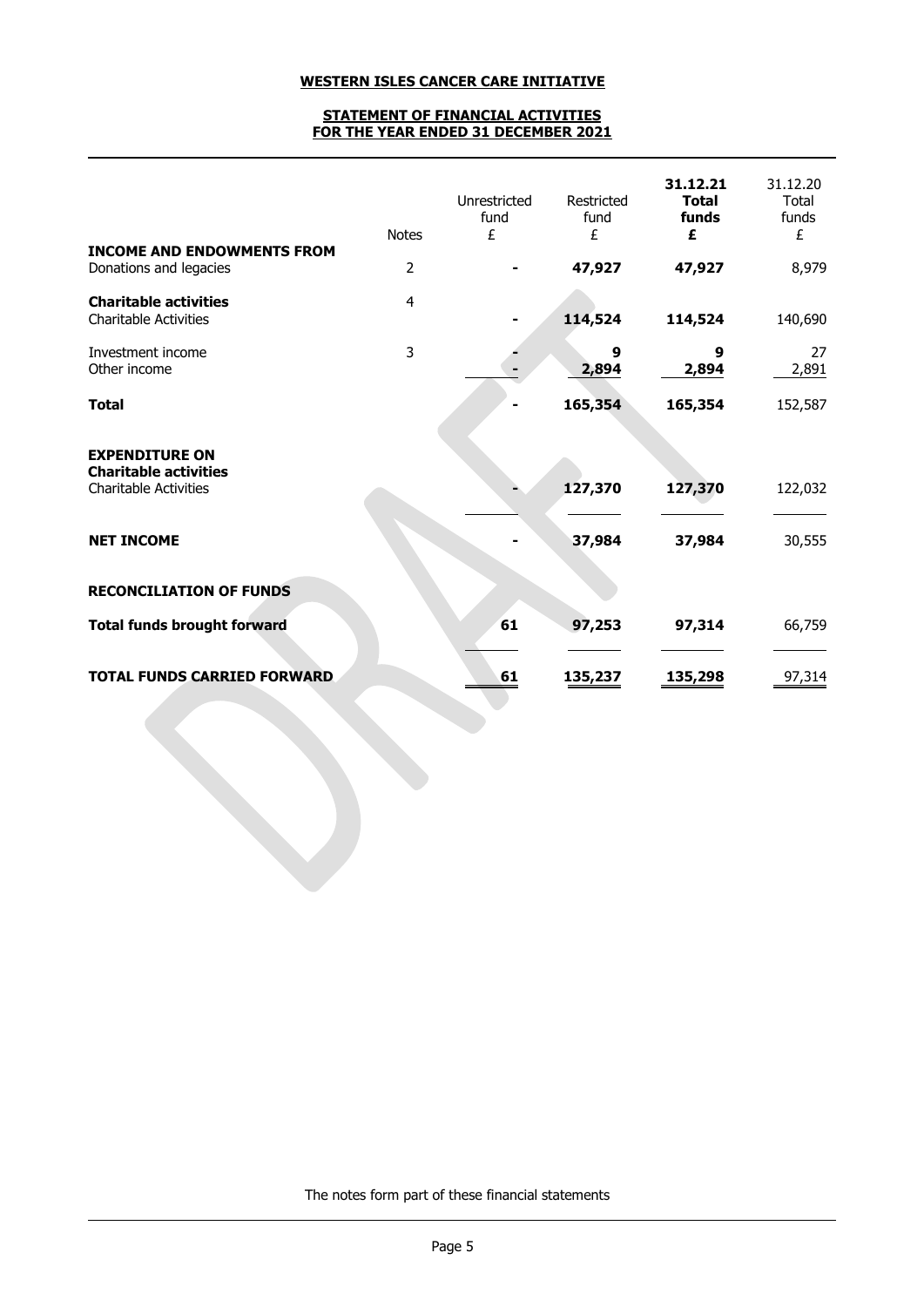# WESTERN ISLES CANCER CARE INITIATIVE

## STATEMENT OF FINANCIAL ACTIVITIES
## FOR THE YEAR ENDED 31 DECEMBER 2021

| | Notes | Unrestricted fund £ | Restricted fund £ | 31.12.21 Total funds £ | 31.12.20 Total funds £ |
|---|---|---|---|---|---|
| **INCOME AND ENDOWMENTS FROM** | | | | | |
| Donations and legacies | 2 | - | **47,927** | **47,927** | 8,979 |
| **Charitable activities** | 4 | | | | |
| Charitable Activities | | - | **114,524** | **114,524** | 140,690 |
| Investment income | 3 | - | **9** | **9** | 27 |
| Other income | | - | **2,894** | **2,894** | 2,891 |
| **Total** | | - | **165,354** | **165,354** | 152,587 |
| **EXPENDITURE ON** | | | | | |
| **Charitable activities** | | | | | |
| Charitable Activities | | - | **127,370** | **127,370** | 122,032 |
| **NET INCOME** | | - | **37,984** | **37,984** | 30,555 |
| **RECONCILIATION OF FUNDS** | | | | | |
| **Total funds brought forward** | | **61** | **97,253** | **97,314** | 66,759 |
| **TOTAL FUNDS CARRIED FORWARD** | | **61** | **135,237** | **135,298** | 97,314 |

The notes form part of these financial statements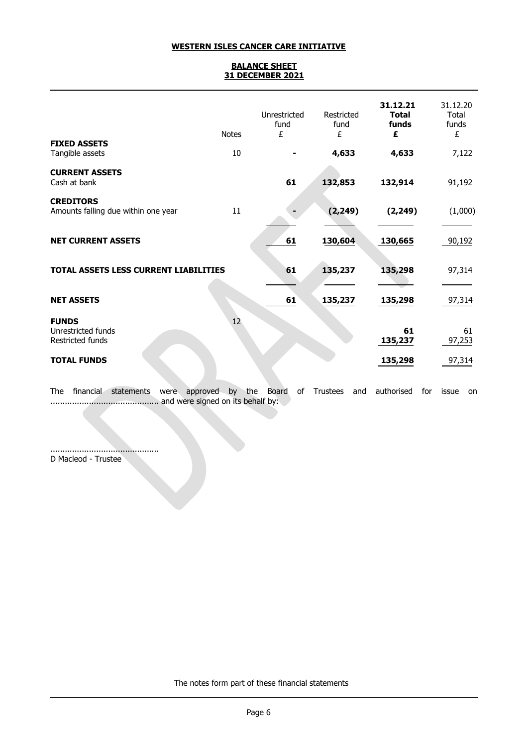## WESTERN ISLES CANCER CARE INITIATIVE

## BALANCE SHEET
## 31 DECEMBER 2021

| | Notes | Unrestricted fund £ | Restricted fund £ | **31.12.21 Total funds £** | 31.12.20 Total funds £ |
|---|---|---|---|---|---|
| **FIXED ASSETS** | | | | | |
| Tangible assets | 10 | - | **4,633** | **4,633** | 7,122 |
| **CURRENT ASSETS** | | | | | |
| Cash at bank | | **61** | **132,853** | **132,914** | 91,192 |
| **CREDITORS** | | | | | |
| Amounts falling due within one year | 11 | - | **(2,249)** | **(2,249)** | (1,000) |
| **NET CURRENT ASSETS** | | **61** | **130,604** | **130,665** | 90,192 |
| **TOTAL ASSETS LESS CURRENT LIABILITIES** | | **61** | **135,237** | **135,298** | 97,314 |
| **NET ASSETS** | | **61** | **135,237** | **135,298** | 97,314 |
| **FUNDS** | 12 | | | | |
| Unrestricted funds | | | | **61** | 61 |
| Restricted funds | | | | **135,237** | 97,253 |
| **TOTAL FUNDS** | | | | **135,298** | 97,314 |

The financial statements were approved by the Board of Trustees and authorised for issue on ............................................ and were signed on its behalf by:

............................................
D Macleod - Trustee

The notes form part of these financial statements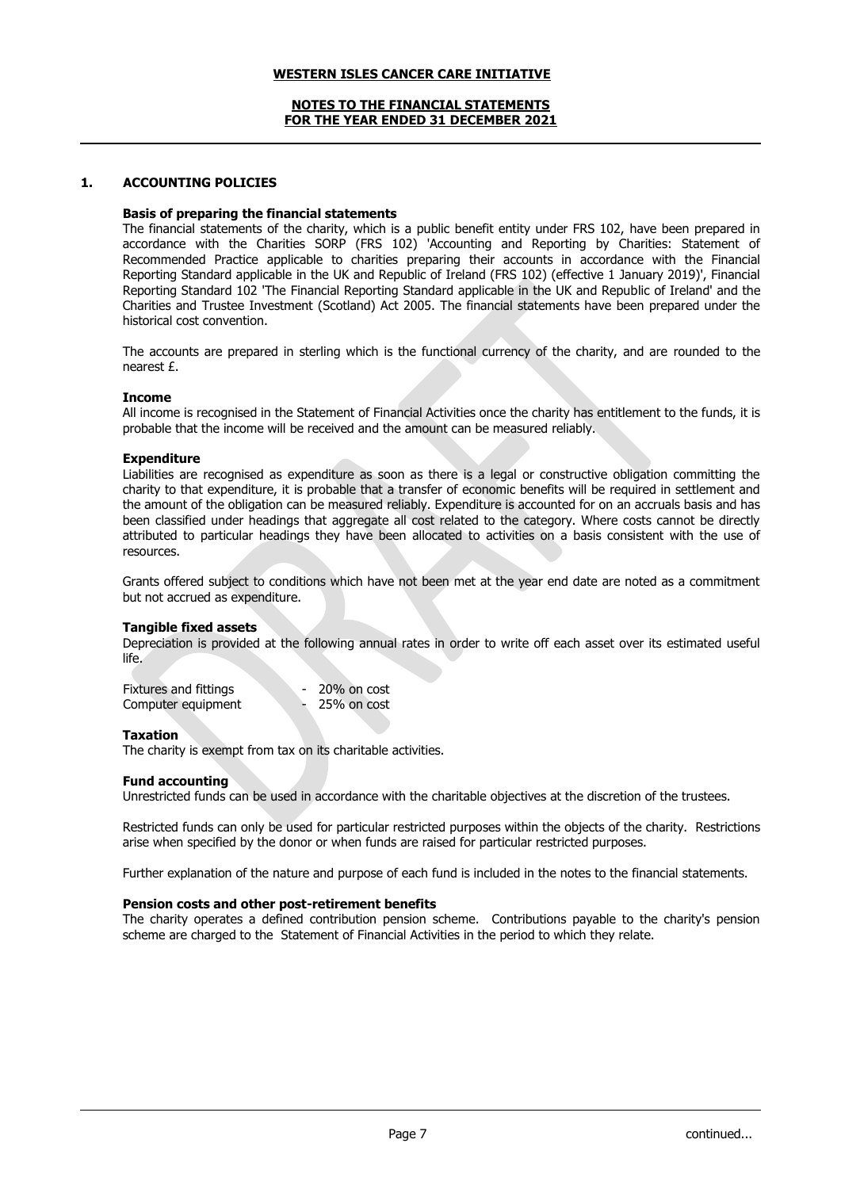**WESTERN ISLES CANCER CARE INITIATIVE**

**NOTES TO THE FINANCIAL STATEMENTS**
**FOR THE YEAR ENDED 31 DECEMBER 2021**

## 1. ACCOUNTING POLICIES

**Basis of preparing the financial statements**

The financial statements of the charity, which is a public benefit entity under FRS 102, have been prepared in accordance with the Charities SORP (FRS 102) 'Accounting and Reporting by Charities: Statement of Recommended Practice applicable to charities preparing their accounts in accordance with the Financial Reporting Standard applicable in the UK and Republic of Ireland (FRS 102) (effective 1 January 2019)', Financial Reporting Standard 102 'The Financial Reporting Standard applicable in the UK and Republic of Ireland' and the Charities and Trustee Investment (Scotland) Act 2005. The financial statements have been prepared under the historical cost convention.

The accounts are prepared in sterling which is the functional currency of the charity, and are rounded to the nearest £.

**Income**

All income is recognised in the Statement of Financial Activities once the charity has entitlement to the funds, it is probable that the income will be received and the amount can be measured reliably.

**Expenditure**

Liabilities are recognised as expenditure as soon as there is a legal or constructive obligation committing the charity to that expenditure, it is probable that a transfer of economic benefits will be required in settlement and the amount of the obligation can be measured reliably. Expenditure is accounted for on an accruals basis and has been classified under headings that aggregate all cost related to the category. Where costs cannot be directly attributed to particular headings they have been allocated to activities on a basis consistent with the use of resources.

Grants offered subject to conditions which have not been met at the year end date are noted as a commitment but not accrued as expenditure.

**Tangible fixed assets**

Depreciation is provided at the following annual rates in order to write off each asset over its estimated useful life.

| | | |
|---|---|---|
| Fixtures and fittings | - | 20% on cost |
| Computer equipment | - | 25% on cost |

**Taxation**

The charity is exempt from tax on its charitable activities.

**Fund accounting**

Unrestricted funds can be used in accordance with the charitable objectives at the discretion of the trustees.

Restricted funds can only be used for particular restricted purposes within the objects of the charity. Restrictions arise when specified by the donor or when funds are raised for particular restricted purposes.

Further explanation of the nature and purpose of each fund is included in the notes to the financial statements.

**Pension costs and other post-retirement benefits**

The charity operates a defined contribution pension scheme. Contributions payable to the charity's pension scheme are charged to the Statement of Financial Activities in the period to which they relate.

continued...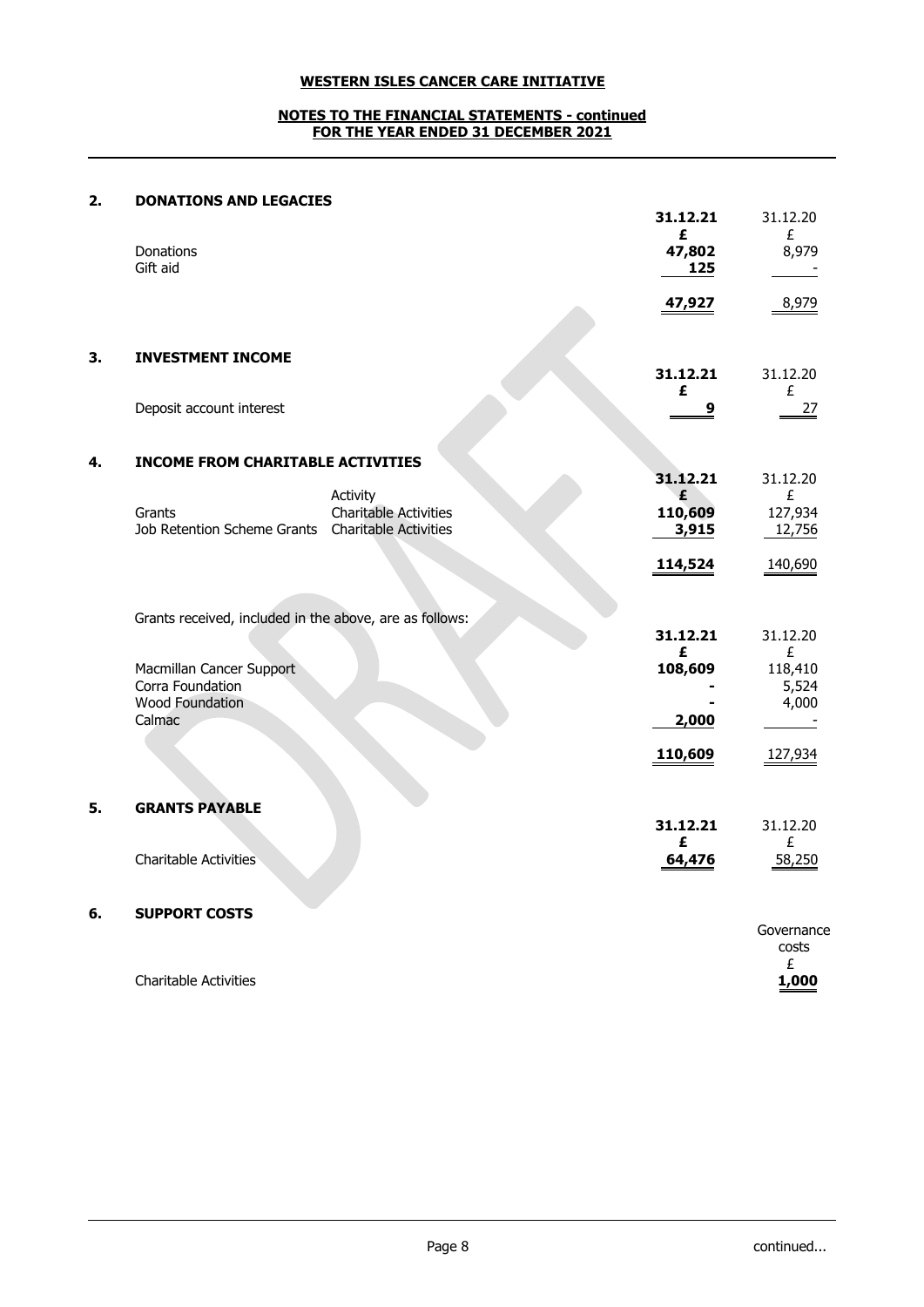# WESTERN ISLES CANCER CARE INITIATIVE

## NOTES TO THE FINANCIAL STATEMENTS - continued
## FOR THE YEAR ENDED 31 DECEMBER 2021

### 2. DONATIONS AND LEGACIES

| | 31.12.21 | 31.12.20 |
|---|---|---|
| | £ | £ |
| Donations | 47,802 | 8,979 |
| Gift aid | 125 | - |
| | 47,927 | 8,979 |

### 3. INVESTMENT INCOME

| | 31.12.21 | 31.12.20 |
|---|---|---|
| | £ | £ |
| Deposit account interest | 9 | 27 |

### 4. INCOME FROM CHARITABLE ACTIVITIES

| | Activity | 31.12.21 | 31.12.20 |
|---|---|---|---|
| | | £ | £ |
| Grants | Charitable Activities | 110,609 | 127,934 |
| Job Retention Scheme Grants | Charitable Activities | 3,915 | 12,756 |
| | | 114,524 | 140,690 |

Grants received, included in the above, are as follows:

| | 31.12.21 | 31.12.20 |
|---|---|---|
| | £ | £ |
| Macmillan Cancer Support | 108,609 | 118,410 |
| Corra Foundation | - | 5,524 |
| Wood Foundation | - | 4,000 |
| Calmac | 2,000 | - |
| | 110,609 | 127,934 |

### 5. GRANTS PAYABLE

| | 31.12.21 | 31.12.20 |
|---|---|---|
| | £ | £ |
| Charitable Activities | 64,476 | 58,250 |

### 6. SUPPORT COSTS

| | Governance costs |
|---|---|
| | £ |
| Charitable Activities | 1,000 |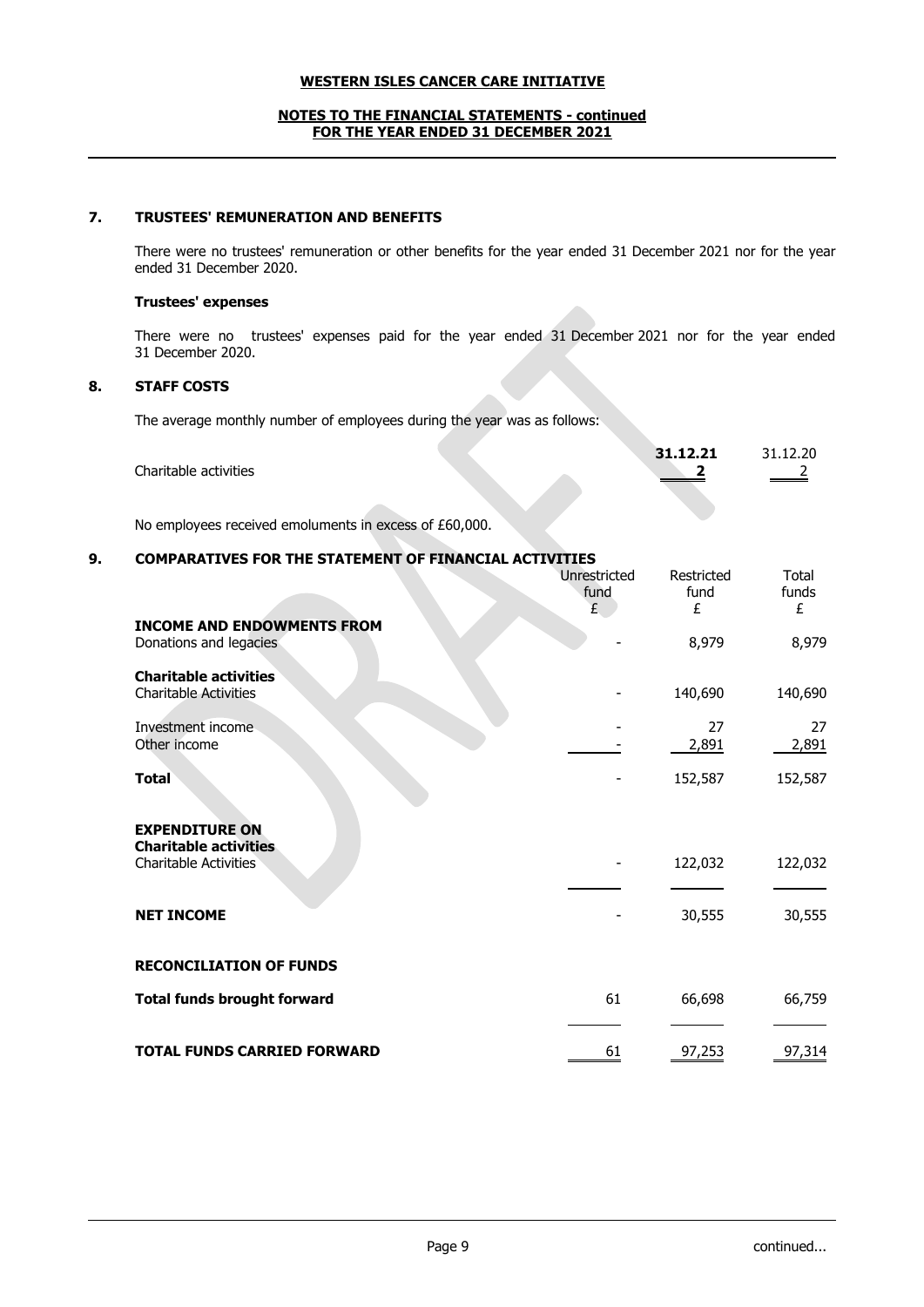## 7. TRUSTEES' REMUNERATION AND BENEFITS

There were no trustees' remuneration or other benefits for the year ended 31 December 2021 nor for the year ended 31 December 2020.

### Trustees' expenses

There were no trustees' expenses paid for the year ended 31 December 2021 nor for the year ended 31 December 2020.

## 8. STAFF COSTS

The average monthly number of employees during the year was as follows:

| | 31.12.21 | 31.12.20 |
|---|---|---|
| Charitable activities | **2** | 2 |

No employees received emoluments in excess of £60,000.

## 9. COMPARATIVES FOR THE STATEMENT OF FINANCIAL ACTIVITIES

| | Unrestricted fund £ | Restricted fund £ | Total funds £ |
|---|---|---|---|
| **INCOME AND ENDOWMENTS FROM** | | | |
| Donations and legacies | - | 8,979 | 8,979 |
| **Charitable activities** | | | |
| Charitable Activities | - | 140,690 | 140,690 |
| Investment income | - | 27 | 27 |
| Other income | - | 2,891 | 2,891 |
| **Total** | - | 152,587 | 152,587 |
| **EXPENDITURE ON** | | | |
| **Charitable activities** | | | |
| Charitable Activities | - | 122,032 | 122,032 |
| **NET INCOME** | - | 30,555 | 30,555 |
| **RECONCILIATION OF FUNDS** | | | |
| **Total funds brought forward** | 61 | 66,698 | 66,759 |
| **TOTAL FUNDS CARRIED FORWARD** | 61 | 97,253 | 97,314 |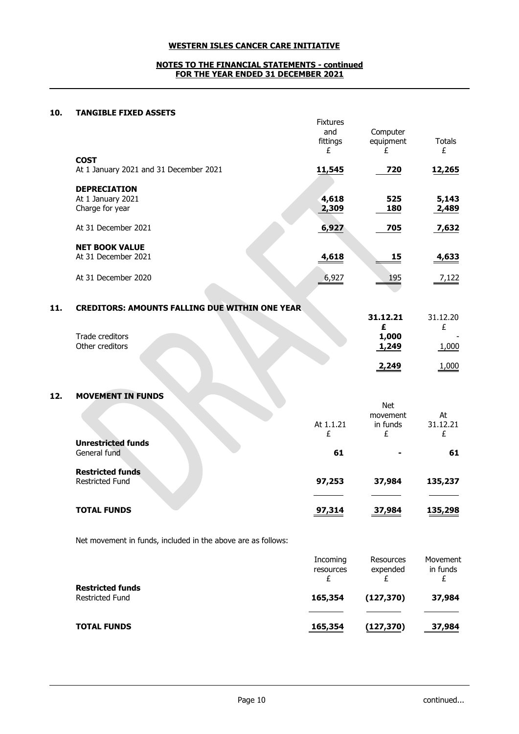**WESTERN ISLES CANCER CARE INITIATIVE**

**NOTES TO THE FINANCIAL STATEMENTS - continued**
**FOR THE YEAR ENDED 31 DECEMBER 2021**

## 10. TANGIBLE FIXED ASSETS

| | Fixtures and fittings £ | Computer equipment £ | Totals £ |
|---|---|---|---|
| **COST** | | | |
| At 1 January 2021 and 31 December 2021 | **11,545** | **720** | **12,265** |
| **DEPRECIATION** | | | |
| At 1 January 2021 | **4,618** | **525** | **5,143** |
| Charge for year | **2,309** | **180** | **2,489** |
| At 31 December 2021 | **6,927** | **705** | **7,632** |
| **NET BOOK VALUE** | | | |
| At 31 December 2021 | **4,618** | **15** | **4,633** |
| At 31 December 2020 | 6,927 | 195 | 7,122 |

## 11. CREDITORS: AMOUNTS FALLING DUE WITHIN ONE YEAR

| | **31.12.21 £** | 31.12.20 £ |
|---|---|---|
| Trade creditors | **1,000** | - |
| Other creditors | **1,249** | 1,000 |
| | **2,249** | 1,000 |

## 12. MOVEMENT IN FUNDS

| | At 1.1.21 £ | Net movement in funds £ | At 31.12.21 £ |
|---|---|---|---|
| **Unrestricted funds** | | | |
| General fund | **61** | **-** | **61** |
| **Restricted funds** | | | |
| Restricted Fund | **97,253** | **37,984** | **135,237** |
| **TOTAL FUNDS** | **97,314** | **37,984** | **135,298** |

Net movement in funds, included in the above are as follows:

| | Incoming resources £ | Resources expended £ | Movement in funds £ |
|---|---|---|---|
| **Restricted funds** | | | |
| Restricted Fund | **165,354** | **(127,370)** | **37,984** |
| **TOTAL FUNDS** | **165,354** | **(127,370)** | **37,984** |

continued...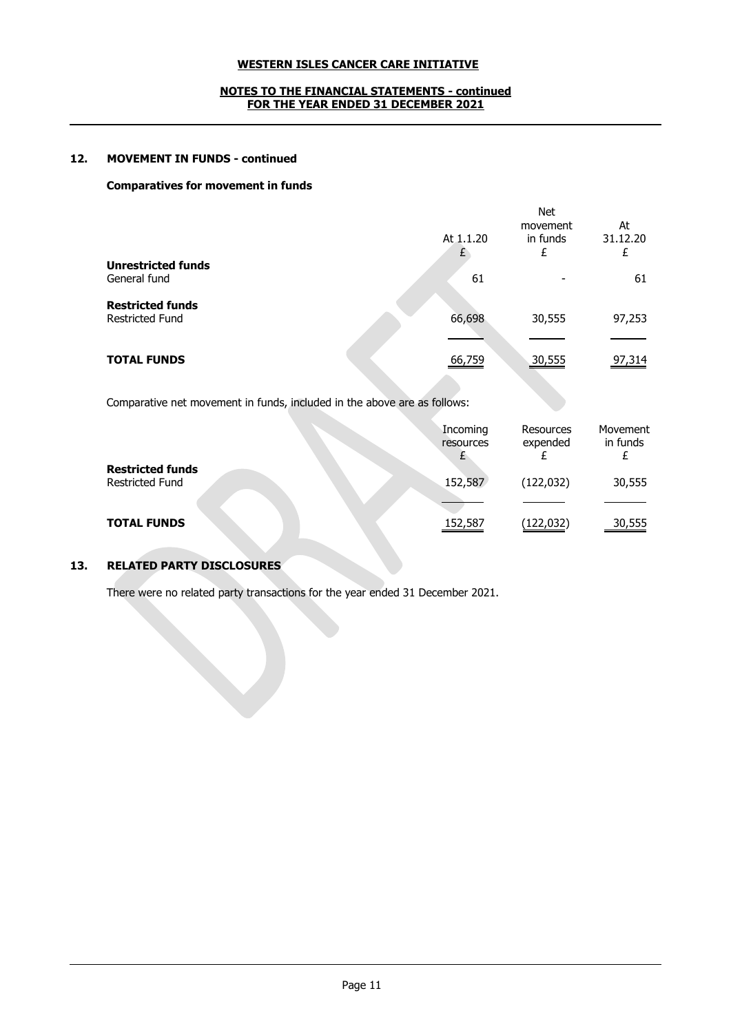**WESTERN ISLES CANCER CARE INITIATIVE**

**NOTES TO THE FINANCIAL STATEMENTS - continued**
**FOR THE YEAR ENDED 31 DECEMBER 2021**

## 12. MOVEMENT IN FUNDS - continued

### Comparatives for movement in funds

| | At 1.1.20 £ | Net movement in funds £ | At 31.12.20 £ |
|---|---|---|---|
| **Unrestricted funds** | | | |
| General fund | 61 | - | 61 |
| **Restricted funds** | | | |
| Restricted Fund | 66,698 | 30,555 | 97,253 |
| **TOTAL FUNDS** | 66,759 | 30,555 | 97,314 |

Comparative net movement in funds, included in the above are as follows:

| | Incoming resources £ | Resources expended £ | Movement in funds £ |
|---|---|---|---|
| **Restricted funds** | | | |
| Restricted Fund | 152,587 | (122,032) | 30,555 |
| **TOTAL FUNDS** | 152,587 | (122,032) | 30,555 |

## 13. RELATED PARTY DISCLOSURES

There were no related party transactions for the year ended 31 December 2021.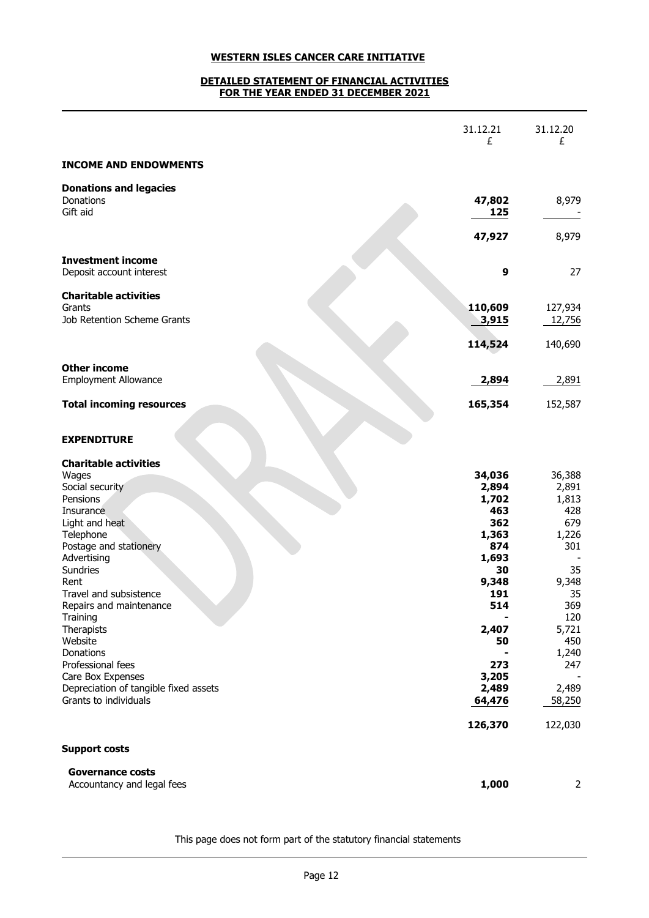# WESTERN ISLES CANCER CARE INITIATIVE

## DETAILED STATEMENT OF FINANCIAL ACTIVITIES FOR THE YEAR ENDED 31 DECEMBER 2021

| | 31.12.21 £ | 31.12.20 £ |
|---|---|---|
| **INCOME AND ENDOWMENTS** | | |
| **Donations and legacies** | | |
| Donations | **47,802** | 8,979 |
| Gift aid | **125** | - |
| | **47,927** | 8,979 |
| **Investment income** | | |
| Deposit account interest | **9** | 27 |
| **Charitable activities** | | |
| Grants | **110,609** | 127,934 |
| Job Retention Scheme Grants | **3,915** | 12,756 |
| | **114,524** | 140,690 |
| **Other income** | | |
| Employment Allowance | **2,894** | 2,891 |
| **Total incoming resources** | **165,354** | 152,587 |
| **EXPENDITURE** | | |
| **Charitable activities** | | |
| Wages | **34,036** | 36,388 |
| Social security | **2,894** | 2,891 |
| Pensions | **1,702** | 1,813 |
| Insurance | **463** | 428 |
| Light and heat | **362** | 679 |
| Telephone | **1,363** | 1,226 |
| Postage and stationery | **874** | 301 |
| Advertising | **1,693** | - |
| Sundries | **30** | 35 |
| Rent | **9,348** | 9,348 |
| Travel and subsistence | **191** | 35 |
| Repairs and maintenance | **514** | 369 |
| Training | **-** | 120 |
| Therapists | **2,407** | 5,721 |
| Website | **50** | 450 |
| Donations | **-** | 1,240 |
| Professional fees | **273** | 247 |
| Care Box Expenses | **3,205** | - |
| Depreciation of tangible fixed assets | **2,489** | 2,489 |
| Grants to individuals | **64,476** | 58,250 |
| | **126,370** | 122,030 |
| **Support costs** | | |
| **Governance costs** | | |
| Accountancy and legal fees | **1,000** | 2 |

This page does not form part of the statutory financial statements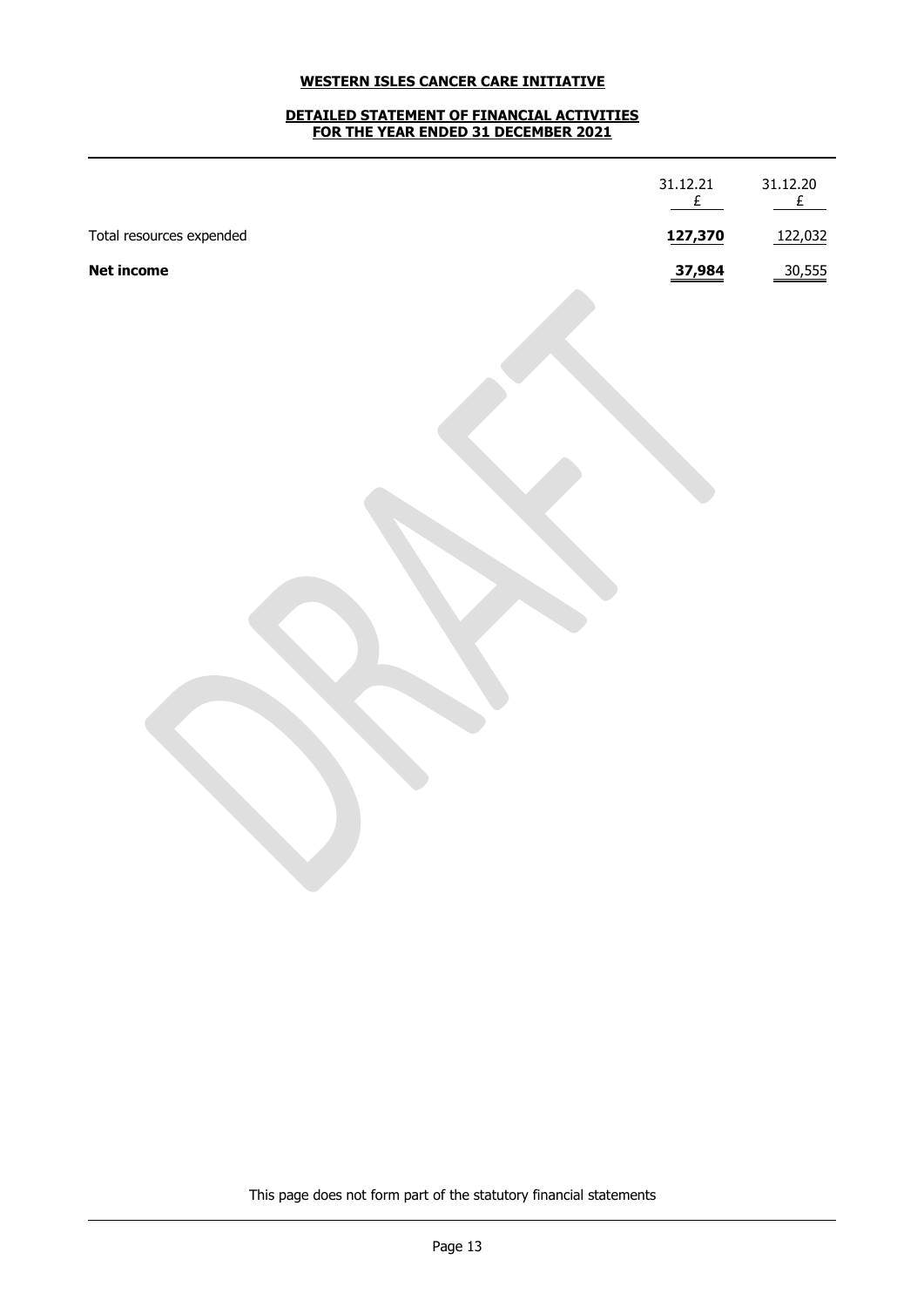**WESTERN ISLES CANCER CARE INITIATIVE**

**DETAILED STATEMENT OF FINANCIAL ACTIVITIES**
**FOR THE YEAR ENDED 31 DECEMBER 2021**

| | 31.12.21 £ | 31.12.20 £ |
|---|---|---|
| Total resources expended | **127,370** | 122,032 |
| **Net income** | **37,984** | 30,555 |

DRAFT

This page does not form part of the statutory financial statements